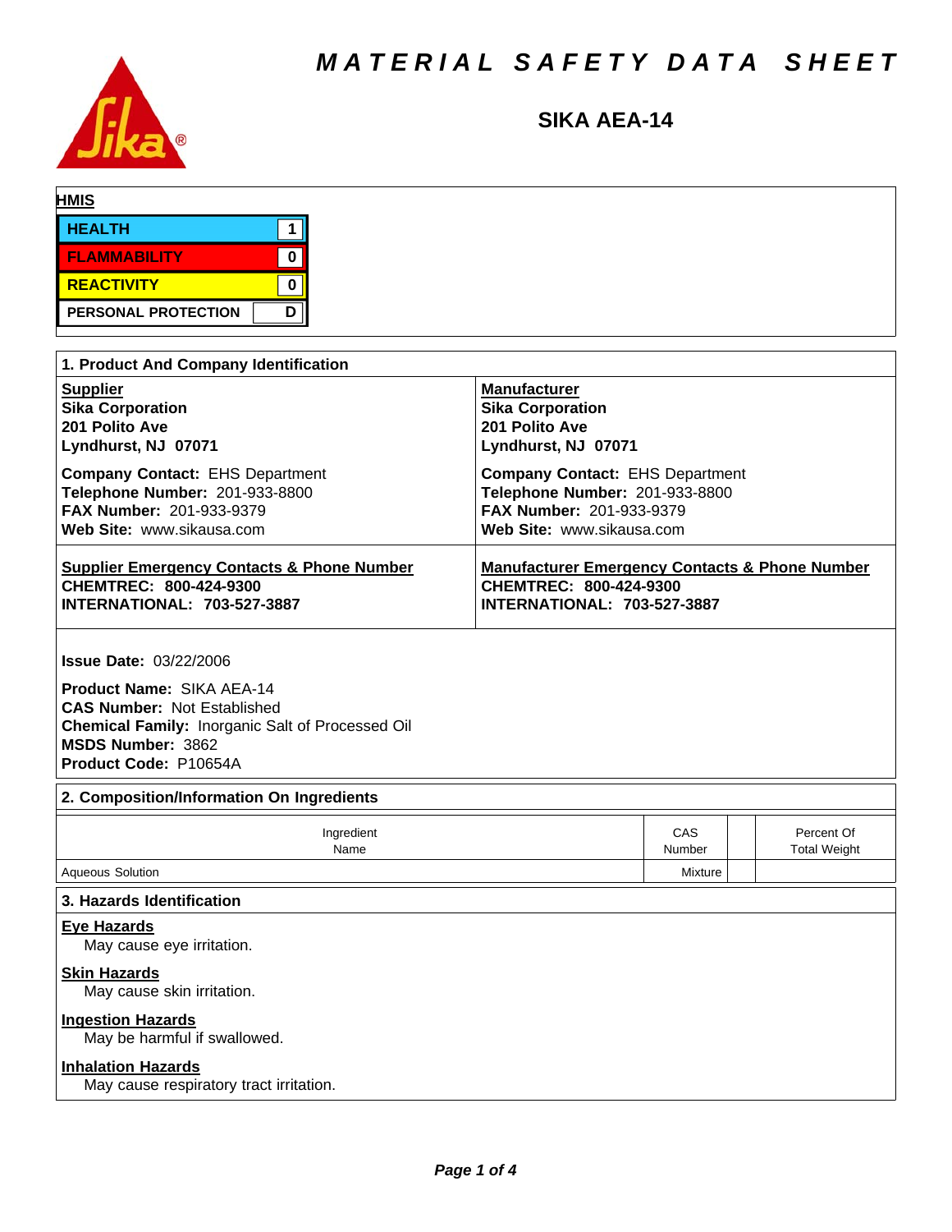# MATERIAL SAFETY DATA SHEET

## SIKA AEA-14

**HMIS**

| | |
|---|---|
| HEALTH | 1 |
| FLAMMABILITY | 0 |
| REACTIVITY | 0 |
| PERSONAL PROTECTION | D |

## 1. Product And Company Identification

**Supplier**
**Sika Corporation**
**201 Polito Ave**
**Lyndhurst, NJ 07071**

**Company Contact:** EHS Department
**Telephone Number:** 201-933-8800
**FAX Number:** 201-933-9379
**Web Site:** www.sikausa.com

**Manufacturer**
**Sika Corporation**
**201 Polito Ave**
**Lyndhurst, NJ 07071**

**Company Contact:** EHS Department
**Telephone Number:** 201-933-8800
**FAX Number:** 201-933-9379
**Web Site:** www.sikausa.com

**Supplier Emergency Contacts & Phone Number**
**CHEMTREC: 800-424-9300**
**INTERNATIONAL: 703-527-3887**

**Manufacturer Emergency Contacts & Phone Number**
**CHEMTREC: 800-424-9300**
**INTERNATIONAL: 703-527-3887**

**Issue Date:** 03/22/2006

**Product Name:** SIKA AEA-14
**CAS Number:** Not Established
**Chemical Family:** Inorganic Salt of Processed Oil
**MSDS Number:** 3862
**Product Code:** P10654A

## 2. Composition/Information On Ingredients

| Ingredient Name | CAS Number | | Percent Of Total Weight |
|---|---|---|---|
| Aqueous Solution | Mixture | | |

## 3. Hazards Identification

**Eye Hazards**
May cause eye irritation.

**Skin Hazards**
May cause skin irritation.

**Ingestion Hazards**
May be harmful if swallowed.

**Inhalation Hazards**
May cause respiratory tract irritation.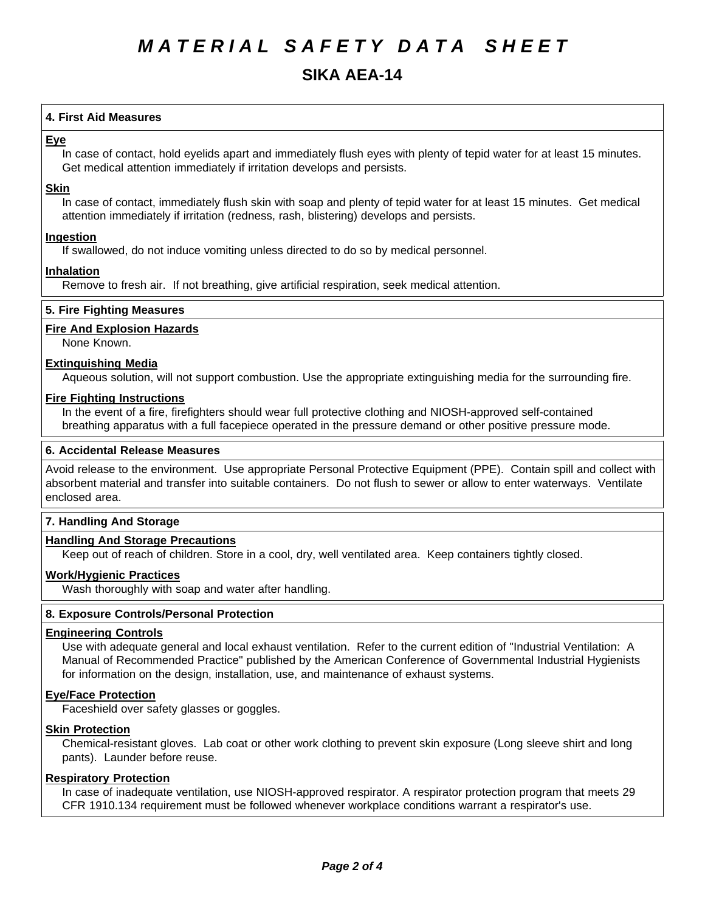# MATERIAL SAFETY DATA SHEET

## SIKA AEA-14

### 4. First Aid Measures

**Eye**

In case of contact, hold eyelids apart and immediately flush eyes with plenty of tepid water for at least 15 minutes. Get medical attention immediately if irritation develops and persists.

**Skin**

In case of contact, immediately flush skin with soap and plenty of tepid water for at least 15 minutes. Get medical attention immediately if irritation (redness, rash, blistering) develops and persists.

**Ingestion**

If swallowed, do not induce vomiting unless directed to do so by medical personnel.

**Inhalation**

Remove to fresh air. If not breathing, give artificial respiration, seek medical attention.

### 5. Fire Fighting Measures

**Fire And Explosion Hazards**

None Known.

**Extinguishing Media**

Aqueous solution, will not support combustion. Use the appropriate extinguishing media for the surrounding fire.

**Fire Fighting Instructions**

In the event of a fire, firefighters should wear full protective clothing and NIOSH-approved self-contained breathing apparatus with a full facepiece operated in the pressure demand or other positive pressure mode.

### 6. Accidental Release Measures

Avoid release to the environment. Use appropriate Personal Protective Equipment (PPE). Contain spill and collect with absorbent material and transfer into suitable containers. Do not flush to sewer or allow to enter waterways. Ventilate enclosed area.

### 7. Handling And Storage

**Handling And Storage Precautions**

Keep out of reach of children. Store in a cool, dry, well ventilated area. Keep containers tightly closed.

**Work/Hygienic Practices**

Wash thoroughly with soap and water after handling.

### 8. Exposure Controls/Personal Protection

**Engineering Controls**

Use with adequate general and local exhaust ventilation. Refer to the current edition of "Industrial Ventilation: A Manual of Recommended Practice" published by the American Conference of Governmental Industrial Hygienists for information on the design, installation, use, and maintenance of exhaust systems.

**Eye/Face Protection**

Faceshield over safety glasses or goggles.

**Skin Protection**

Chemical-resistant gloves. Lab coat or other work clothing to prevent skin exposure (Long sleeve shirt and long pants). Launder before reuse.

**Respiratory Protection**

In case of inadequate ventilation, use NIOSH-approved respirator. A respirator protection program that meets 29 CFR 1910.134 requirement must be followed whenever workplace conditions warrant a respirator's use.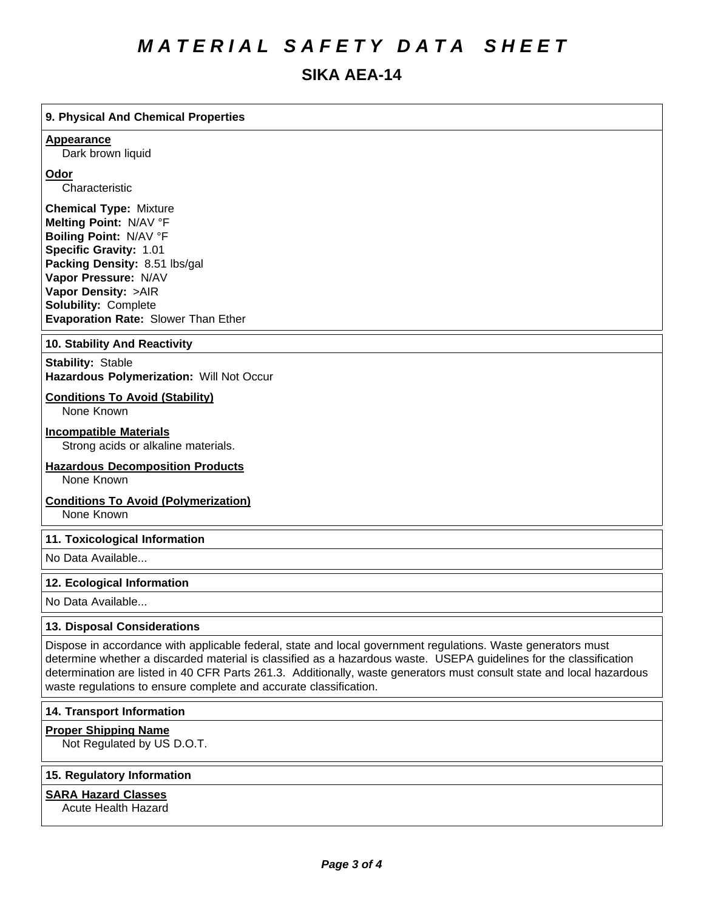# MATERIAL SAFETY DATA SHEET

## SIKA AEA-14

### 9. Physical And Chemical Properties

**Appearance**
Dark brown liquid

**Odor**
Characteristic

**Chemical Type:** Mixture
**Melting Point:** N/AV °F
**Boiling Point:** N/AV °F
**Specific Gravity:** 1.01
**Packing Density:** 8.51 lbs/gal
**Vapor Pressure:** N/AV
**Vapor Density:** >AIR
**Solubility:** Complete
**Evaporation Rate:** Slower Than Ether

### 10. Stability And Reactivity

**Stability:** Stable
**Hazardous Polymerization:** Will Not Occur

**Conditions To Avoid (Stability)**
None Known

**Incompatible Materials**
Strong acids or alkaline materials.

**Hazardous Decomposition Products**
None Known

**Conditions To Avoid (Polymerization)**
None Known

### 11. Toxicological Information

No Data Available...

### 12. Ecological Information

No Data Available...

### 13. Disposal Considerations

Dispose in accordance with applicable federal, state and local government regulations. Waste generators must determine whether a discarded material is classified as a hazardous waste. USEPA guidelines for the classification determination are listed in 40 CFR Parts 261.3. Additionally, waste generators must consult state and local hazardous waste regulations to ensure complete and accurate classification.

### 14. Transport Information

**Proper Shipping Name**
Not Regulated by US D.O.T.

### 15. Regulatory Information

**SARA Hazard Classes**
Acute Health Hazard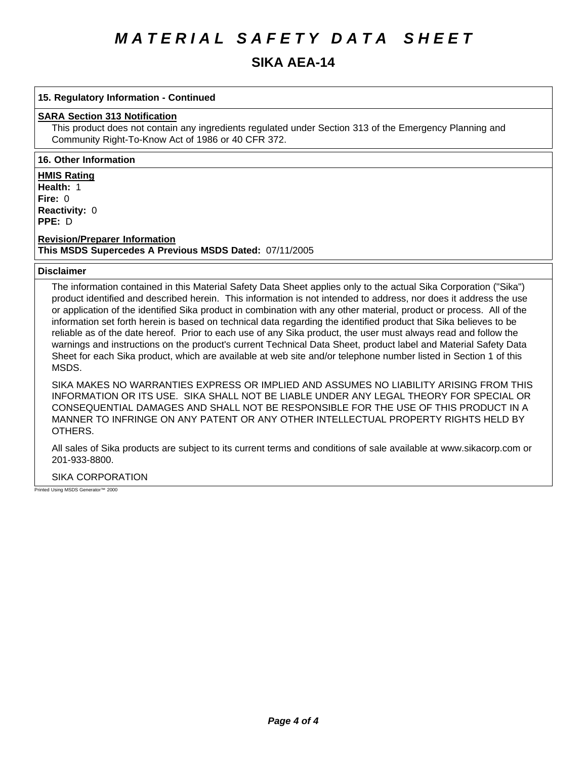# MATERIAL SAFETY DATA SHEET

## SIKA AEA-14

### 15. Regulatory Information - Continued

**SARA Section 313 Notification**

This product does not contain any ingredients regulated under Section 313 of the Emergency Planning and Community Right-To-Know Act of 1986 or 40 CFR 372.

### 16. Other Information

**HMIS Rating**

**Health:** 1
**Fire:** 0
**Reactivity:** 0
**PPE:** D

**Revision/Preparer Information**

**This MSDS Supercedes A Previous MSDS Dated:** 07/11/2005

### Disclaimer

The information contained in this Material Safety Data Sheet applies only to the actual Sika Corporation ("Sika") product identified and described herein. This information is not intended to address, nor does it address the use or application of the identified Sika product in combination with any other material, product or process. All of the information set forth herein is based on technical data regarding the identified product that Sika believes to be reliable as of the date hereof. Prior to each use of any Sika product, the user must always read and follow the warnings and instructions on the product's current Technical Data Sheet, product label and Material Safety Data Sheet for each Sika product, which are available at web site and/or telephone number listed in Section 1 of this MSDS.

SIKA MAKES NO WARRANTIES EXPRESS OR IMPLIED AND ASSUMES NO LIABILITY ARISING FROM THIS INFORMATION OR ITS USE. SIKA SHALL NOT BE LIABLE UNDER ANY LEGAL THEORY FOR SPECIAL OR CONSEQUENTIAL DAMAGES AND SHALL NOT BE RESPONSIBLE FOR THE USE OF THIS PRODUCT IN A MANNER TO INFRINGE ON ANY PATENT OR ANY OTHER INTELLECTUAL PROPERTY RIGHTS HELD BY OTHERS.

All sales of Sika products are subject to its current terms and conditions of sale available at www.sikacorp.com or 201-933-8800.

SIKA CORPORATION

Printed Using MSDS Generator™ 2000